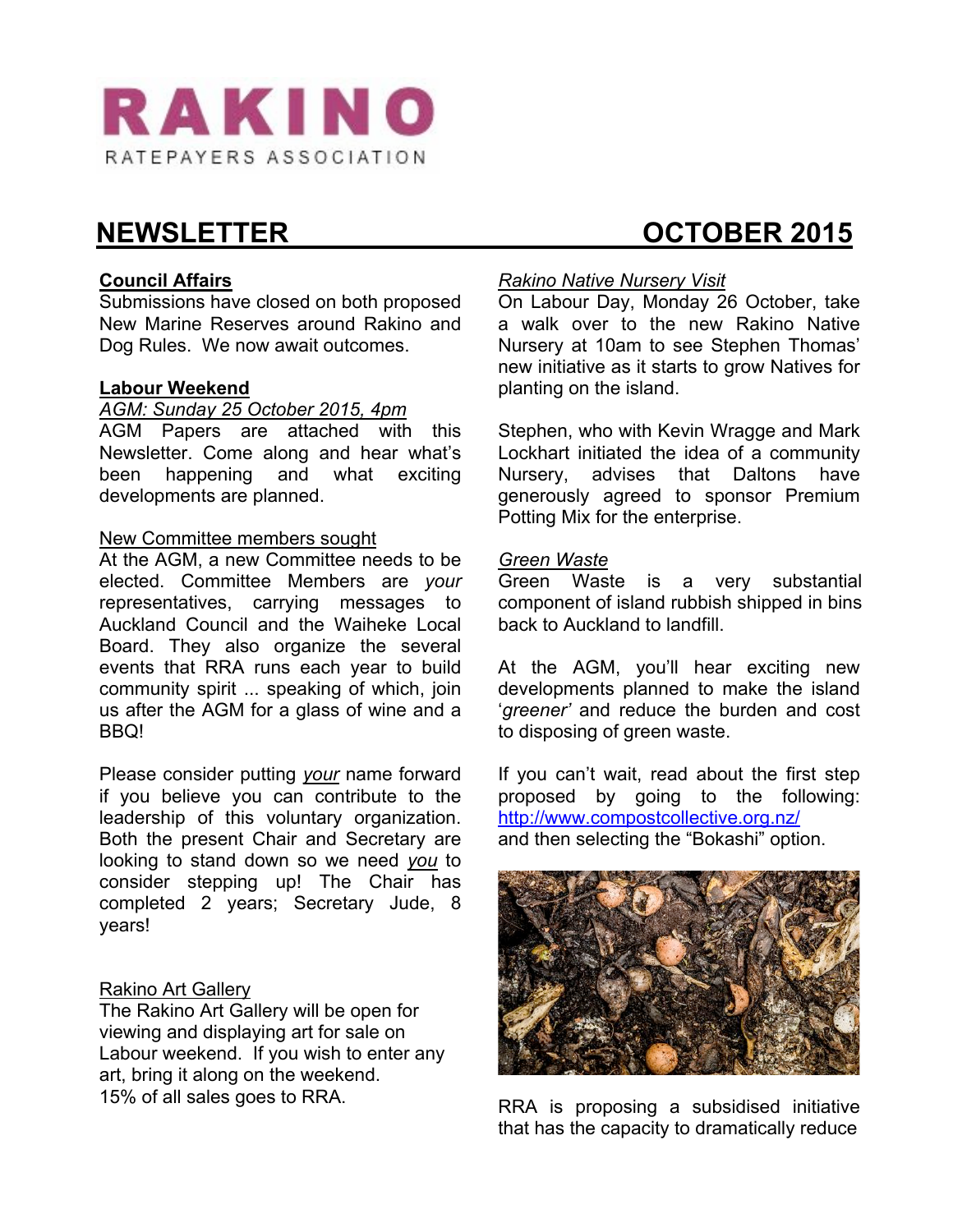# RAKINO

RATEPAYERS ASSOCIATION

# NEWSLETTER OCTOBER 2015

## Council Affairs

Submissions have closed on both proposed New Marine Reserves around Rakino and Dog Rules. We now await outcomes.

## Labour Weekend

*AGM: Sunday 25 October 2015, 4pm*

AGM Papers are attached with this Newsletter. Come along and hear what's been happening and what exciting developments are planned.

### New Committee members sought

At the AGM, a new Committee needs to be elected. Committee Members are *your* representatives, carrying messages to Auckland Council and the Waiheke Local Board. They also organize the several events that RRA runs each year to build community spirit ... speaking of which, join us after the AGM for a glass of wine and a BBQ!

Please consider putting *your* name forward if you believe you can contribute to the leadership of this voluntary organization. Both the present Chair and Secretary are looking to stand down so we need *you* to consider stepping up! The Chair has completed 2 years; Secretary Jude, 8 years!

### Rakino Art Gallery

The Rakino Art Gallery will be open for viewing and displaying art for sale on Labour weekend. If you wish to enter any art, bring it along on the weekend. 15% of all sales goes to RRA.

### *Rakino Native Nursery Visit*

On Labour Day, Monday 26 October, take a walk over to the new Rakino Native Nursery at 10am to see Stephen Thomas' new initiative as it starts to grow Natives for planting on the island.

Stephen, who with Kevin Wragge and Mark Lockhart initiated the idea of a community Nursery, advises that Daltons have generously agreed to sponsor Premium Potting Mix for the enterprise.

### *Green Waste*

Green Waste is a very substantial component of island rubbish shipped in bins back to Auckland to landfill.

At the AGM, you'll hear exciting new developments planned to make the island '*greener'* and reduce the burden and cost to disposing of green waste.

If you can't wait, read about the first step proposed by going to the following: http://www.compostcollective.org.nz/ and then selecting the "Bokashi" option.

RRA is proposing a subsidised initiative that has the capacity to dramatically reduce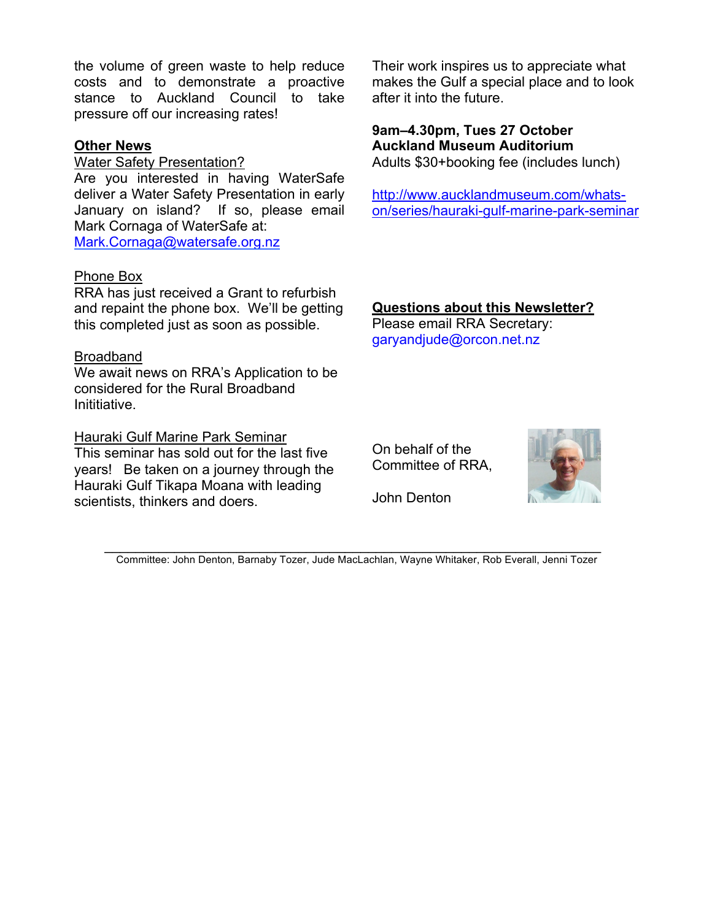the volume of green waste to help reduce costs and to demonstrate a proactive stance to Auckland Council to take pressure off our increasing rates!

## Other News

### Water Safety Presentation?

Are you interested in having WaterSafe deliver a Water Safety Presentation in early January on island? If so, please email Mark Cornaga of WaterSafe at: Mark.Cornaga@watersafe.org.nz

### Phone Box

RRA has just received a Grant to refurbish and repaint the phone box. We'll be getting this completed just as soon as possible.

### Broadband

We await news on RRA's Application to be considered for the Rural Broadband Inititiative.

### Hauraki Gulf Marine Park Seminar

This seminar has sold out for the last five years! Be taken on a journey through the Hauraki Gulf Tikapa Moana with leading scientists, thinkers and doers. Their work inspires us to appreciate what makes the Gulf a special place and to look after it into the future.

**9am–4.30pm, Tues 27 October**
**Auckland Museum Auditorium**
Adults $30+booking fee (includes lunch)

http://www.aucklandmuseum.com/whats-on/series/hauraki-gulf-marine-park-seminar

## Questions about this Newsletter?

Please email RRA Secretary: garyandjude@orcon.net.nz

On behalf of the Committee of RRA,

John Denton

---

Committee: John Denton, Barnaby Tozer, Jude MacLachlan, Wayne Whitaker, Rob Everall, Jenni Tozer